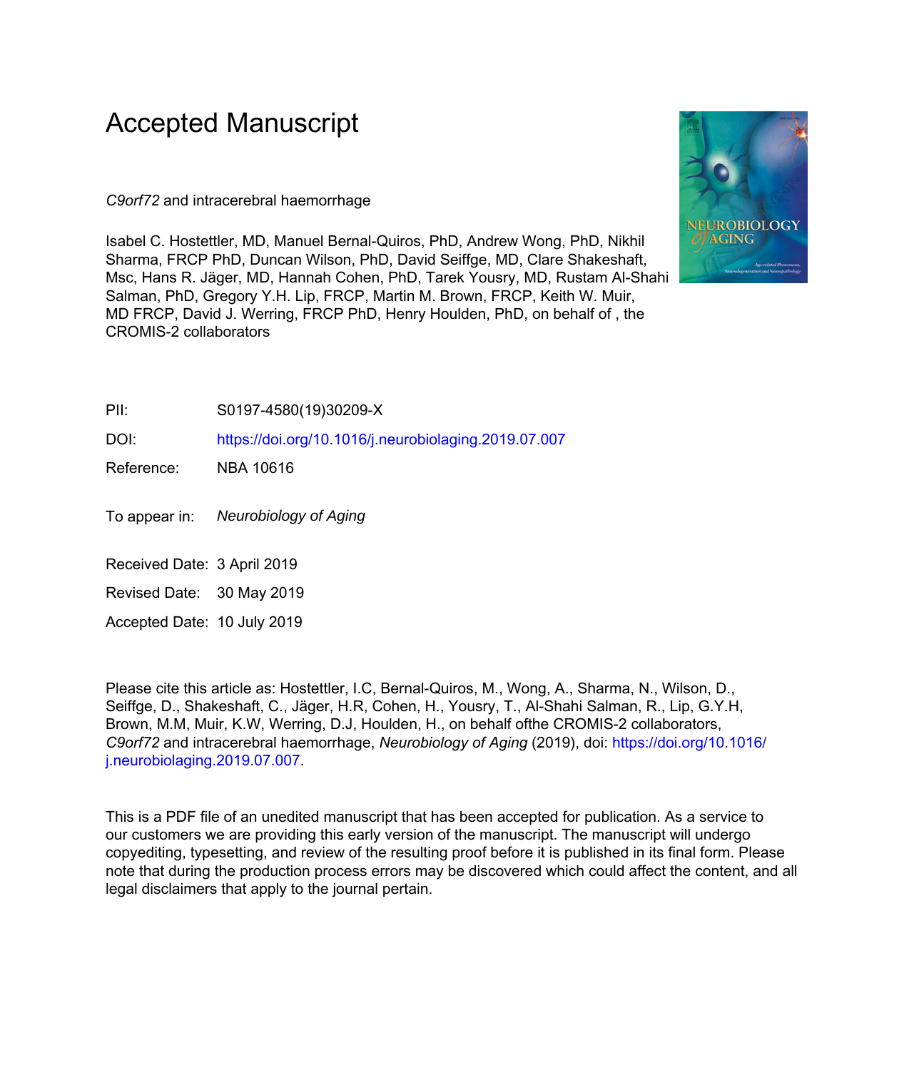# Accepted Manuscript

*C9orf72* and intracerebral haemorrhage

Isabel C. Hostettler, MD, Manuel Bernal-Quiros, PhD, Andrew Wong, PhD, Nikhil Sharma, FRCP PhD, Duncan Wilson, PhD, David Seiffge, MD, Clare Shakeshaft, Msc, Hans R. Jäger, MD, Hannah Cohen, PhD, Tarek Yousry, MD, Rustam Al-Shahi Salman, PhD, Gregory Y.H. Lip, FRCP, Martin M. Brown, FRCP, Keith W. Muir, MD FRCP, David J. Werring, FRCP PhD, Henry Houlden, PhD, on behalf of , the CROMIS-2 collaborators

PII: S0197-4580(19)30209-X

DOI: https://doi.org/10.1016/j.neurobiolaging.2019.07.007

Reference: NBA 10616

To appear in: *Neurobiology of Aging*

Received Date: 3 April 2019

Revised Date: 30 May 2019

Accepted Date: 10 July 2019

Please cite this article as: Hostettler, I.C, Bernal-Quiros, M., Wong, A., Sharma, N., Wilson, D., Seiffge, D., Shakeshaft, C., Jäger, H.R, Cohen, H., Yousry, T., Al-Shahi Salman, R., Lip, G.Y.H, Brown, M.M, Muir, K.W, Werring, D.J, Houlden, H., on behalf ofthe CROMIS-2 collaborators, *C9orf72* and intracerebral haemorrhage, *Neurobiology of Aging* (2019), doi: https://doi.org/10.1016/j.neurobiolaging.2019.07.007.

This is a PDF file of an unedited manuscript that has been accepted for publication. As a service to our customers we are providing this early version of the manuscript. The manuscript will undergo copyediting, typesetting, and review of the resulting proof before it is published in its final form. Please note that during the production process errors may be discovered which could affect the content, and all legal disclaimers that apply to the journal pertain.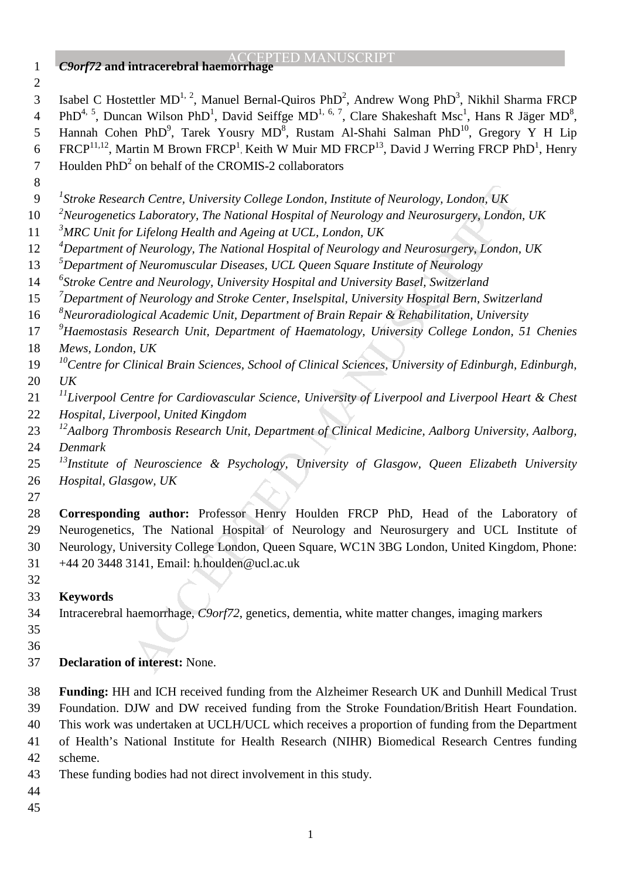# *C9orf72* and intracerebral haemorrhage

Isabel C Hostettler MD[1, 2], Manuel Bernal-Quiros PhD[2], Andrew Wong PhD[3], Nikhil Sharma FRCP PhD[4, 5], Duncan Wilson PhD[1], David Seiffge MD[1, 6, 7], Clare Shakeshaft Msc[1], Hans R Jäger MD[8], Hannah Cohen PhD[9], Tarek Yousry MD[8], Rustam Al-Shahi Salman PhD[10], Gregory Y H Lip FRCP[11,12], Martin M Brown FRCP[1], Keith W Muir MD FRCP[13], David J Werring FRCP PhD[1], Henry Houlden PhD[2] on behalf of the CROMIS-2 collaborators

[1]*Stroke Research Centre, University College London, Institute of Neurology, London, UK*
[2]*Neurogenetics Laboratory, The National Hospital of Neurology and Neurosurgery, London, UK*
[3]*MRC Unit for Lifelong Health and Ageing at UCL, London, UK*
[4]*Department of Neurology, The National Hospital of Neurology and Neurosurgery, London, UK*
[5]*Department of Neuromuscular Diseases, UCL Queen Square Institute of Neurology*
[6]*Stroke Centre and Neurology, University Hospital and University Basel, Switzerland*
[7]*Department of Neurology and Stroke Center, Inselspital, University Hospital Bern, Switzerland*
[8]*Neuroradiological Academic Unit, Department of Brain Repair & Rehabilitation, University*
[9]*Haemostasis Research Unit, Department of Haematology, University College London, 51 Chenies Mews, London, UK*
[10]*Centre for Clinical Brain Sciences, School of Clinical Sciences, University of Edinburgh, Edinburgh, UK*
[11]*Liverpool Centre for Cardiovascular Science, University of Liverpool and Liverpool Heart & Chest Hospital, Liverpool, United Kingdom*
[12]*Aalborg Thrombosis Research Unit, Department of Clinical Medicine, Aalborg University, Aalborg, Denmark*
[13]*Institute of Neuroscience & Psychology, University of Glasgow, Queen Elizabeth University Hospital, Glasgow, UK*

**Corresponding author:** Professor Henry Houlden FRCP PhD, Head of the Laboratory of Neurogenetics, The National Hospital of Neurology and Neurosurgery and UCL Institute of Neurology, University College London, Queen Square, WC1N 3BG London, United Kingdom, Phone: +44 20 3448 3141, Email: h.houlden@ucl.ac.uk

**Keywords**

Intracerebral haemorrhage, *C9orf72*, genetics, dementia, white matter changes, imaging markers

**Declaration of interest:** None.

**Funding:** HH and ICH received funding from the Alzheimer Research UK and Dunhill Medical Trust Foundation. DJW and DW received funding from the Stroke Foundation/British Heart Foundation. This work was undertaken at UCLH/UCL which receives a proportion of funding from the Department of Health's National Institute for Health Research (NIHR) Biomedical Research Centres funding scheme.

These funding bodies had not direct involvement in this study.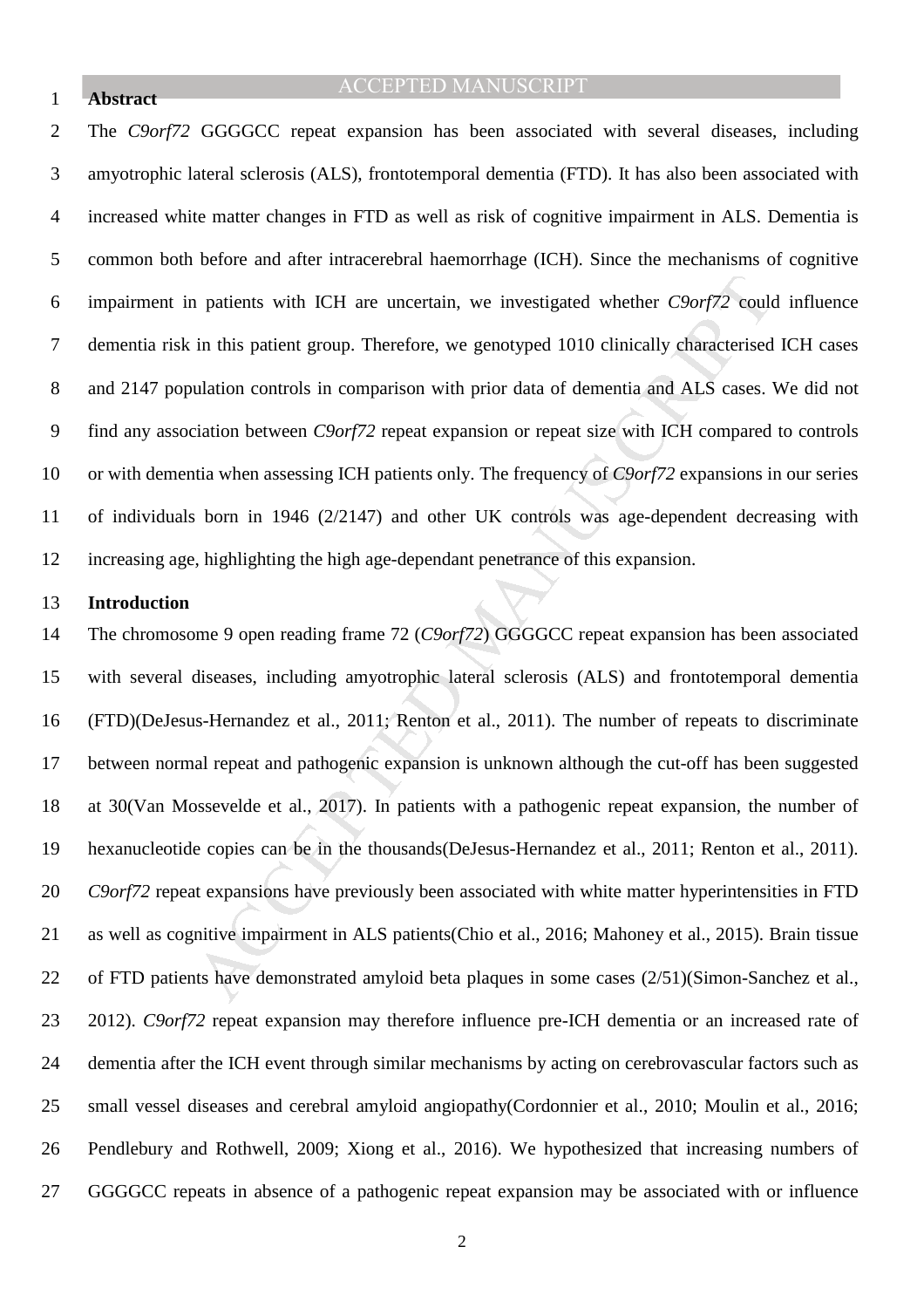## Abstract

The *C9orf72* GGGGCC repeat expansion has been associated with several diseases, including amyotrophic lateral sclerosis (ALS), frontotemporal dementia (FTD). It has also been associated with increased white matter changes in FTD as well as risk of cognitive impairment in ALS. Dementia is common both before and after intracerebral haemorrhage (ICH). Since the mechanisms of cognitive impairment in patients with ICH are uncertain, we investigated whether *C9orf72* could influence dementia risk in this patient group. Therefore, we genotyped 1010 clinically characterised ICH cases and 2147 population controls in comparison with prior data of dementia and ALS cases. We did not find any association between *C9orf72* repeat expansion or repeat size with ICH compared to controls or with dementia when assessing ICH patients only. The frequency of *C9orf72* expansions in our series of individuals born in 1946 (2/2147) and other UK controls was age-dependent decreasing with increasing age, highlighting the high age-dependant penetrance of this expansion.

## Introduction

The chromosome 9 open reading frame 72 (*C9orf72*) GGGGCC repeat expansion has been associated with several diseases, including amyotrophic lateral sclerosis (ALS) and frontotemporal dementia (FTD)(DeJesus-Hernandez et al., 2011; Renton et al., 2011). The number of repeats to discriminate between normal repeat and pathogenic expansion is unknown although the cut-off has been suggested at 30(Van Mossevelde et al., 2017). In patients with a pathogenic repeat expansion, the number of hexanucleotide copies can be in the thousands(DeJesus-Hernandez et al., 2011; Renton et al., 2011). *C9orf72* repeat expansions have previously been associated with white matter hyperintensities in FTD as well as cognitive impairment in ALS patients(Chio et al., 2016; Mahoney et al., 2015). Brain tissue of FTD patients have demonstrated amyloid beta plaques in some cases (2/51)(Simon-Sanchez et al., 2012). *C9orf72* repeat expansion may therefore influence pre-ICH dementia or an increased rate of dementia after the ICH event through similar mechanisms by acting on cerebrovascular factors such as small vessel diseases and cerebral amyloid angiopathy(Cordonnier et al., 2010; Moulin et al., 2016; Pendlebury and Rothwell, 2009; Xiong et al., 2016). We hypothesized that increasing numbers of GGGGCC repeats in absence of a pathogenic repeat expansion may be associated with or influence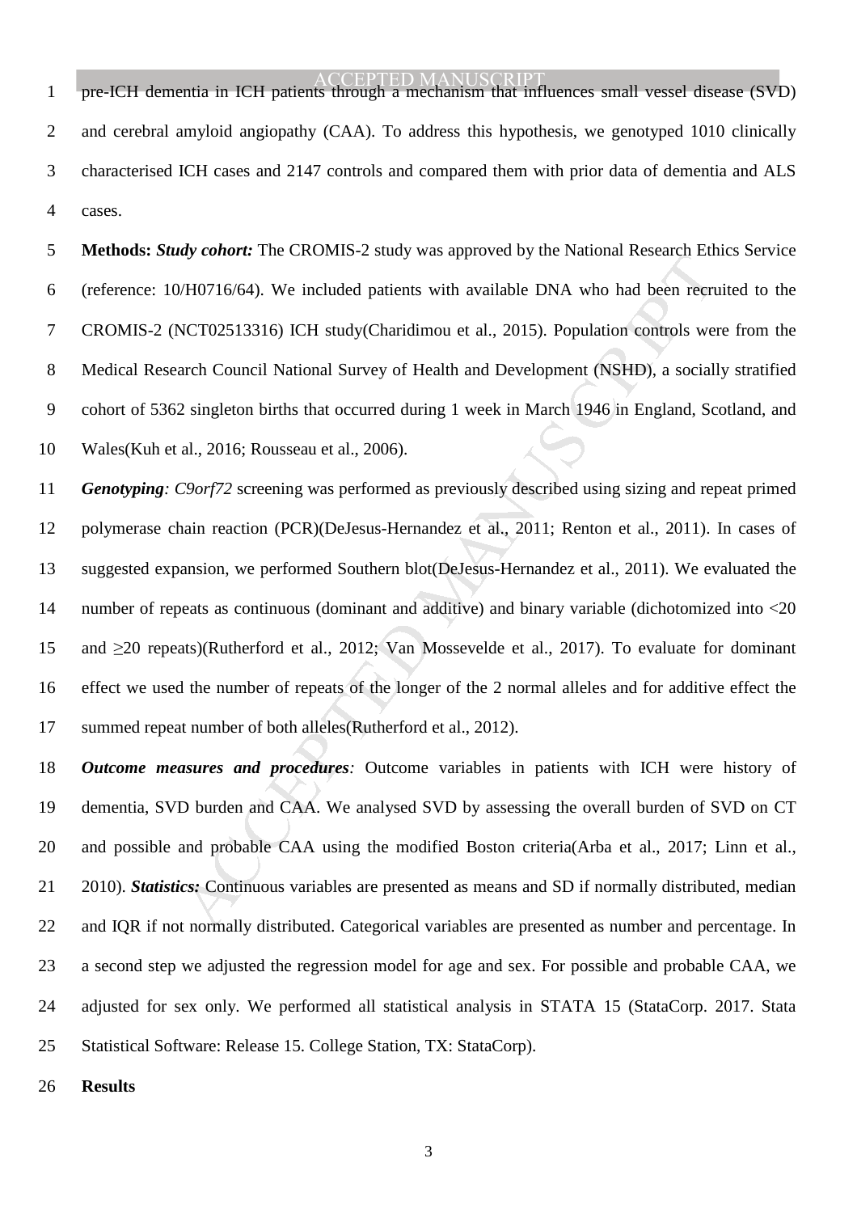pre-ICH dementia in ICH patients through a mechanism that influences small vessel disease (SVD) and cerebral amyloid angiopathy (CAA). To address this hypothesis, we genotyped 1010 clinically characterised ICH cases and 2147 controls and compared them with prior data of dementia and ALS cases.

**Methods:** ***Study cohort:*** The CROMIS-2 study was approved by the National Research Ethics Service (reference: 10/H0716/64). We included patients with available DNA who had been recruited to the CROMIS-2 (NCT02513316) ICH study(Charidimou et al., 2015). Population controls were from the Medical Research Council National Survey of Health and Development (NSHD), a socially stratified cohort of 5362 singleton births that occurred during 1 week in March 1946 in England, Scotland, and Wales(Kuh et al., 2016; Rousseau et al., 2006).

***Genotyping**: C9orf72* screening was performed as previously described using sizing and repeat primed polymerase chain reaction (PCR)(DeJesus-Hernandez et al., 2011; Renton et al., 2011). In cases of suggested expansion, we performed Southern blot(DeJesus-Hernandez et al., 2011). We evaluated the number of repeats as continuous (dominant and additive) and binary variable (dichotomized into <20 and ≥20 repeats)(Rutherford et al., 2012; Van Mossevelde et al., 2017). To evaluate for dominant effect we used the number of repeats of the longer of the 2 normal alleles and for additive effect the summed repeat number of both alleles(Rutherford et al., 2012).

***Outcome measures and procedures**:* Outcome variables in patients with ICH were history of dementia, SVD burden and CAA. We analysed SVD by assessing the overall burden of SVD on CT and possible and probable CAA using the modified Boston criteria(Arba et al., 2017; Linn et al., 2010). ***Statistics:*** Continuous variables are presented as means and SD if normally distributed, median and IQR if not normally distributed. Categorical variables are presented as number and percentage. In a second step we adjusted the regression model for age and sex. For possible and probable CAA, we adjusted for sex only. We performed all statistical analysis in STATA 15 (StataCorp. 2017. Stata Statistical Software: Release 15. College Station, TX: StataCorp).

**Results**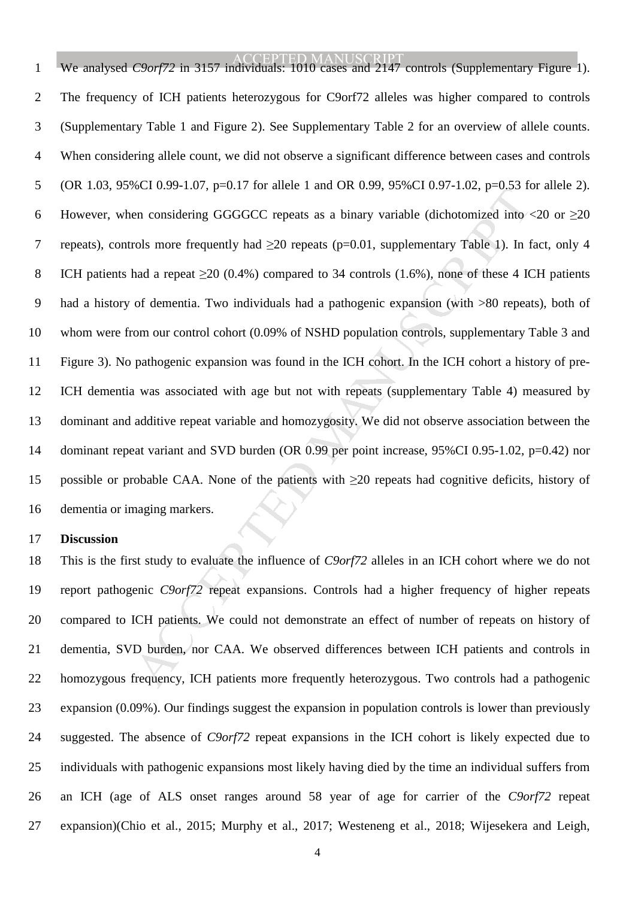We analysed *C9orf72* in 3157 individuals: 1010 cases and 2147 controls (Supplementary Figure 1). The frequency of ICH patients heterozygous for C9orf72 alleles was higher compared to controls (Supplementary Table 1 and Figure 2). See Supplementary Table 2 for an overview of allele counts. When considering allele count, we did not observe a significant difference between cases and controls (OR 1.03, 95%CI 0.99-1.07, $p=0.17$ for allele 1 and OR 0.99, 95%CI 0.97-1.02, $p=0.53$ for allele 2). However, when considering GGGGCC repeats as a binary variable (dichotomized into <20 or ≥20 repeats), controls more frequently had ≥20 repeats ($p=0.01$, supplementary Table 1). In fact, only 4 ICH patients had a repeat ≥20 (0.4%) compared to 34 controls (1.6%), none of these 4 ICH patients had a history of dementia. Two individuals had a pathogenic expansion (with >80 repeats), both of whom were from our control cohort (0.09% of NSHD population controls, supplementary Table 3 and Figure 3). No pathogenic expansion was found in the ICH cohort. In the ICH cohort a history of pre-ICH dementia was associated with age but not with repeats (supplementary Table 4) measured by dominant and additive repeat variable and homozygosity. We did not observe association between the dominant repeat variant and SVD burden (OR 0.99 per point increase, 95%CI 0.95-1.02, $p=0.42$) nor possible or probable CAA. None of the patients with ≥20 repeats had cognitive deficits, history of dementia or imaging markers.

## Discussion

This is the first study to evaluate the influence of *C9orf72* alleles in an ICH cohort where we do not report pathogenic *C9orf72* repeat expansions. Controls had a higher frequency of higher repeats compared to ICH patients. We could not demonstrate an effect of number of repeats on history of dementia, SVD burden, nor CAA. We observed differences between ICH patients and controls in homozygous frequency, ICH patients more frequently heterozygous. Two controls had a pathogenic expansion (0.09%). Our findings suggest the expansion in population controls is lower than previously suggested. The absence of *C9orf72* repeat expansions in the ICH cohort is likely expected due to individuals with pathogenic expansions most likely having died by the time an individual suffers from an ICH (age of ALS onset ranges around 58 year of age for carrier of the *C9orf72* repeat expansion)(Chio et al., 2015; Murphy et al., 2017; Westeneng et al., 2018; Wijesekera and Leigh,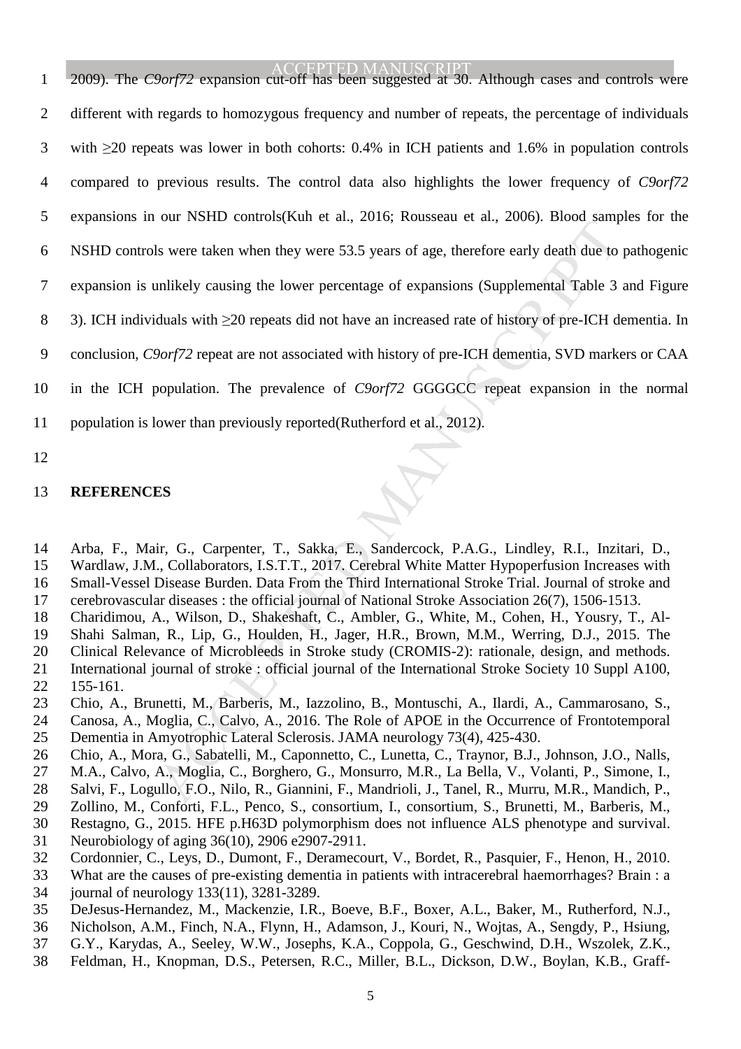2009). The *C9orf72* expansion cut-off has been suggested at 30. Although cases and controls were different with regards to homozygous frequency and number of repeats, the percentage of individuals with ≥20 repeats was lower in both cohorts: 0.4% in ICH patients and 1.6% in population controls compared to previous results. The control data also highlights the lower frequency of *C9orf72* expansions in our NSHD controls(Kuh et al., 2016; Rousseau et al., 2006). Blood samples for the NSHD controls were taken when they were 53.5 years of age, therefore early death due to pathogenic expansion is unlikely causing the lower percentage of expansions (Supplemental Table 3 and Figure 3). ICH individuals with ≥20 repeats did not have an increased rate of history of pre-ICH dementia. In conclusion, *C9orf72* repeat are not associated with history of pre-ICH dementia, SVD markers or CAA in the ICH population. The prevalence of *C9orf72* GGGGCC repeat expansion in the normal population is lower than previously reported(Rutherford et al., 2012).

## REFERENCES

Arba, F., Mair, G., Carpenter, T., Sakka, E., Sandercock, P.A.G., Lindley, R.I., Inzitari, D., Wardlaw, J.M., Collaborators, I.S.T.T., 2017. Cerebral White Matter Hypoperfusion Increases with Small-Vessel Disease Burden. Data From the Third International Stroke Trial. Journal of stroke and cerebrovascular diseases : the official journal of National Stroke Association 26(7), 1506-1513.

Charidimou, A., Wilson, D., Shakeshaft, C., Ambler, G., White, M., Cohen, H., Yousry, T., Al-Shahi Salman, R., Lip, G., Houlden, H., Jager, H.R., Brown, M.M., Werring, D.J., 2015. The Clinical Relevance of Microbleeds in Stroke study (CROMIS-2): rationale, design, and methods. International journal of stroke : official journal of the International Stroke Society 10 Suppl A100, 155-161.

Chio, A., Brunetti, M., Barberis, M., Iazzolino, B., Montuschi, A., Ilardi, A., Cammarosano, S., Canosa, A., Moglia, C., Calvo, A., 2016. The Role of APOE in the Occurrence of Frontotemporal Dementia in Amyotrophic Lateral Sclerosis. JAMA neurology 73(4), 425-430.

Chio, A., Mora, G., Sabatelli, M., Caponnetto, C., Lunetta, C., Traynor, B.J., Johnson, J.O., Nalls, M.A., Calvo, A., Moglia, C., Borghero, G., Monsurro, M.R., La Bella, V., Volanti, P., Simone, I., Salvi, F., Logullo, F.O., Nilo, R., Giannini, F., Mandrioli, J., Tanel, R., Murru, M.R., Mandich, P., Zollino, M., Conforti, F.L., Penco, S., consortium, I., consortium, S., Brunetti, M., Barberis, M., Restagno, G., 2015. HFE p.H63D polymorphism does not influence ALS phenotype and survival. Neurobiology of aging 36(10), 2906 e2907-2911.

Cordonnier, C., Leys, D., Dumont, F., Deramecourt, V., Bordet, R., Pasquier, F., Henon, H., 2010. What are the causes of pre-existing dementia in patients with intracerebral haemorrhages? Brain : a journal of neurology 133(11), 3281-3289.

DeJesus-Hernandez, M., Mackenzie, I.R., Boeve, B.F., Boxer, A.L., Baker, M., Rutherford, N.J., Nicholson, A.M., Finch, N.A., Flynn, H., Adamson, J., Kouri, N., Wojtas, A., Sengdy, P., Hsiung, G.Y., Karydas, A., Seeley, W.W., Josephs, K.A., Coppola, G., Geschwind, D.H., Wszolek, Z.K., Feldman, H., Knopman, D.S., Petersen, R.C., Miller, B.L., Dickson, D.W., Boylan, K.B., Graff-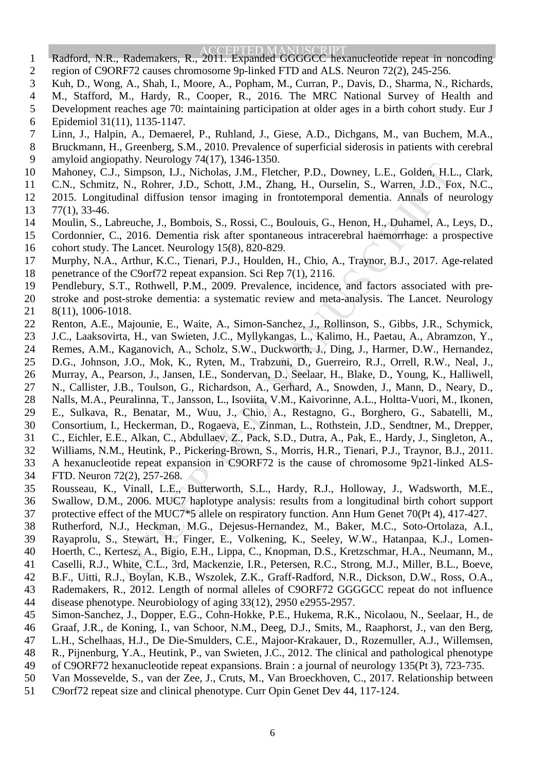Radford, N.R., Rademakers, R., 2011. Expanded GGGGCC hexanucleotide repeat in noncoding region of C9ORF72 causes chromosome 9p-linked FTD and ALS. Neuron 72(2), 245-256.

Kuh, D., Wong, A., Shah, I., Moore, A., Popham, M., Curran, P., Davis, D., Sharma, N., Richards, M., Stafford, M., Hardy, R., Cooper, R., 2016. The MRC National Survey of Health and Development reaches age 70: maintaining participation at older ages in a birth cohort study. Eur J Epidemiol 31(11), 1135-1147.

Linn, J., Halpin, A., Demaerel, P., Ruhland, J., Giese, A.D., Dichgans, M., van Buchem, M.A., Bruckmann, H., Greenberg, S.M., 2010. Prevalence of superficial siderosis in patients with cerebral amyloid angiopathy. Neurology 74(17), 1346-1350.

Mahoney, C.J., Simpson, I.J., Nicholas, J.M., Fletcher, P.D., Downey, L.E., Golden, H.L., Clark, C.N., Schmitz, N., Rohrer, J.D., Schott, J.M., Zhang, H., Ourselin, S., Warren, J.D., Fox, N.C., 2015. Longitudinal diffusion tensor imaging in frontotemporal dementia. Annals of neurology 77(1), 33-46.

Moulin, S., Labreuche, J., Bombois, S., Rossi, C., Boulouis, G., Henon, H., Duhamel, A., Leys, D., Cordonnier, C., 2016. Dementia risk after spontaneous intracerebral haemorrhage: a prospective cohort study. The Lancet. Neurology 15(8), 820-829.

Murphy, N.A., Arthur, K.C., Tienari, P.J., Houlden, H., Chio, A., Traynor, B.J., 2017. Age-related penetrance of the C9orf72 repeat expansion. Sci Rep 7(1), 2116.

Pendlebury, S.T., Rothwell, P.M., 2009. Prevalence, incidence, and factors associated with pre-stroke and post-stroke dementia: a systematic review and meta-analysis. The Lancet. Neurology 8(11), 1006-1018.

Renton, A.E., Majounie, E., Waite, A., Simon-Sanchez, J., Rollinson, S., Gibbs, J.R., Schymick, J.C., Laaksovirta, H., van Swieten, J.C., Myllykangas, L., Kalimo, H., Paetau, A., Abramzon, Y., Remes, A.M., Kaganovich, A., Scholz, S.W., Duckworth, J., Ding, J., Harmer, D.W., Hernandez, D.G., Johnson, J.O., Mok, K., Ryten, M., Trabzuni, D., Guerreiro, R.J., Orrell, R.W., Neal, J., Murray, A., Pearson, J., Jansen, I.E., Sondervan, D., Seelaar, H., Blake, D., Young, K., Halliwell, N., Callister, J.B., Toulson, G., Richardson, A., Gerhard, A., Snowden, J., Mann, D., Neary, D., Nalls, M.A., Peuralinna, T., Jansson, L., Isoviita, V.M., Kaivorinne, A.L., Holtta-Vuori, M., Ikonen, E., Sulkava, R., Benatar, M., Wuu, J., Chio, A., Restagno, G., Borghero, G., Sabatelli, M., Consortium, I., Heckerman, D., Rogaeva, E., Zinman, L., Rothstein, J.D., Sendtner, M., Drepper, C., Eichler, E.E., Alkan, C., Abdullaev, Z., Pack, S.D., Dutra, A., Pak, E., Hardy, J., Singleton, A., Williams, N.M., Heutink, P., Pickering-Brown, S., Morris, H.R., Tienari, P.J., Traynor, B.J., 2011. A hexanucleotide repeat expansion in C9ORF72 is the cause of chromosome 9p21-linked ALS-FTD. Neuron 72(2), 257-268.

Rousseau, K., Vinall, L.E., Butterworth, S.L., Hardy, R.J., Holloway, J., Wadsworth, M.E., Swallow, D.M., 2006. MUC7 haplotype analysis: results from a longitudinal birth cohort support protective effect of the MUC7*5 allele on respiratory function. Ann Hum Genet 70(Pt 4), 417-427.

Rutherford, N.J., Heckman, M.G., Dejesus-Hernandez, M., Baker, M.C., Soto-Ortolaza, A.I., Rayaprolu, S., Stewart, H., Finger, E., Volkening, K., Seeley, W.W., Hatanpaa, K.J., Lomen-Hoerth, C., Kertesz, A., Bigio, E.H., Lippa, C., Knopman, D.S., Kretzschmar, H.A., Neumann, M., Caselli, R.J., White, C.L., 3rd, Mackenzie, I.R., Petersen, R.C., Strong, M.J., Miller, B.L., Boeve, B.F., Uitti, R.J., Boylan, K.B., Wszolek, Z.K., Graff-Radford, N.R., Dickson, D.W., Ross, O.A., Rademakers, R., 2012. Length of normal alleles of C9ORF72 GGGGCC repeat do not influence disease phenotype. Neurobiology of aging 33(12), 2950 e2955-2957.

Simon-Sanchez, J., Dopper, E.G., Cohn-Hokke, P.E., Hukema, R.K., Nicolaou, N., Seelaar, H., de Graaf, J.R., de Koning, I., van Schoor, N.M., Deeg, D.J., Smits, M., Raaphorst, J., van den Berg, L.H., Schelhaas, H.J., De Die-Smulders, C.E., Majoor-Krakauer, D., Rozemuller, A.J., Willemsen, R., Pijnenburg, Y.A., Heutink, P., van Swieten, J.C., 2012. The clinical and pathological phenotype of C9ORF72 hexanucleotide repeat expansions. Brain : a journal of neurology 135(Pt 3), 723-735.

Van Mossevelde, S., van der Zee, J., Cruts, M., Van Broeckhoven, C., 2017. Relationship between C9orf72 repeat size and clinical phenotype. Curr Opin Genet Dev 44, 117-124.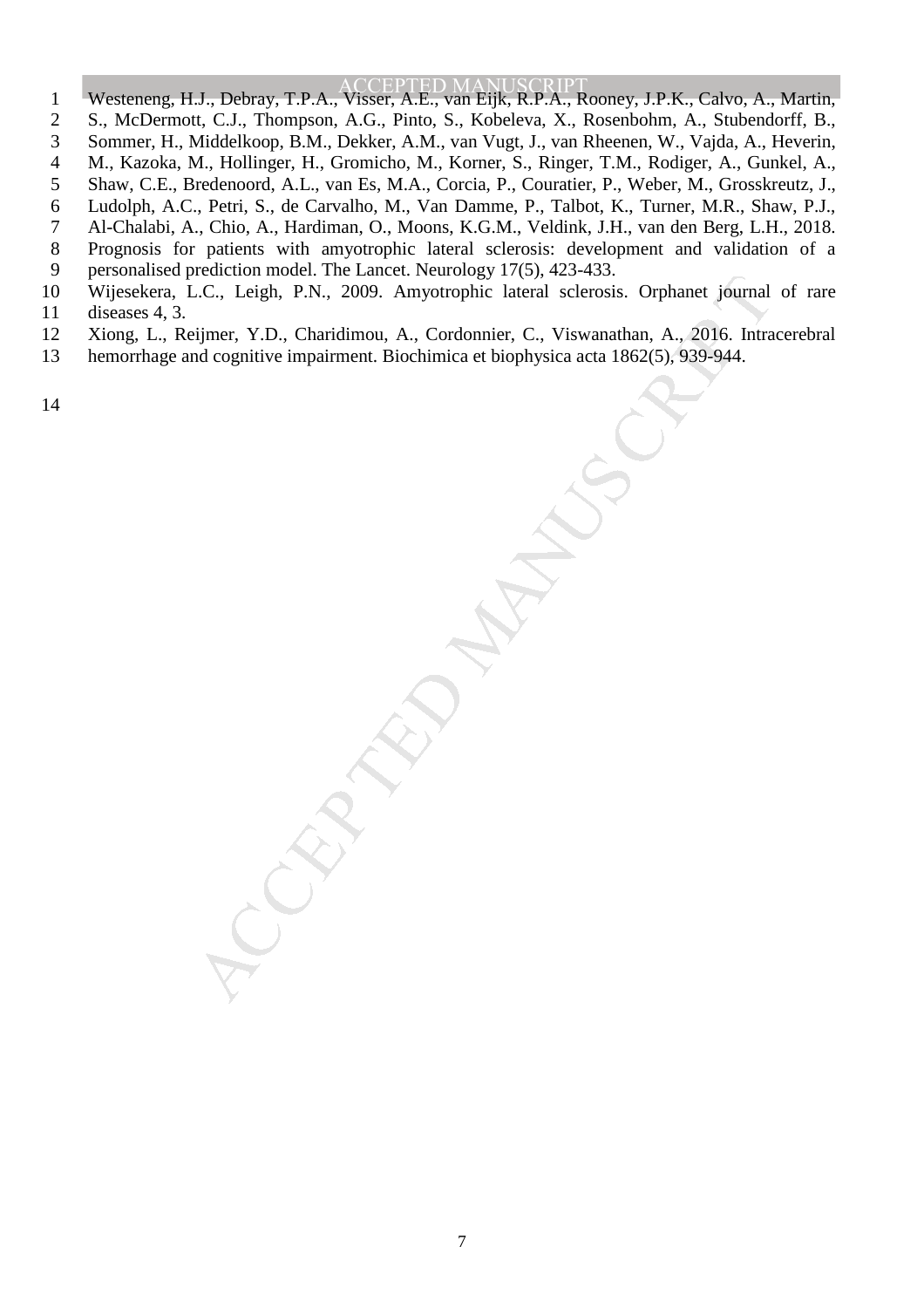Westeneng, H.J., Debray, T.P.A., Visser, A.E., van Eijk, R.P.A., Rooney, J.P.K., Calvo, A., Martin, S., McDermott, C.J., Thompson, A.G., Pinto, S., Kobeleva, X., Rosenbohm, A., Stubendorff, B., Sommer, H., Middelkoop, B.M., Dekker, A.M., van Vugt, J., van Rheenen, W., Vajda, A., Heverin, M., Kazoka, M., Hollinger, H., Gromicho, M., Korner, S., Ringer, T.M., Rodiger, A., Gunkel, A., Shaw, C.E., Bredenoord, A.L., van Es, M.A., Corcia, P., Couratier, P., Weber, M., Grosskreutz, J., Ludolph, A.C., Petri, S., de Carvalho, M., Van Damme, P., Talbot, K., Turner, M.R., Shaw, P.J., Al-Chalabi, A., Chio, A., Hardiman, O., Moons, K.G.M., Veldink, J.H., van den Berg, L.H., 2018. Prognosis for patients with amyotrophic lateral sclerosis: development and validation of a personalised prediction model. The Lancet. Neurology 17(5), 423-433.

Wijesekera, L.C., Leigh, P.N., 2009. Amyotrophic lateral sclerosis. Orphanet journal of rare diseases 4, 3.

Xiong, L., Reijmer, Y.D., Charidimou, A., Cordonnier, C., Viswanathan, A., 2016. Intracerebral hemorrhage and cognitive impairment. Biochimica et biophysica acta 1862(5), 939-944.